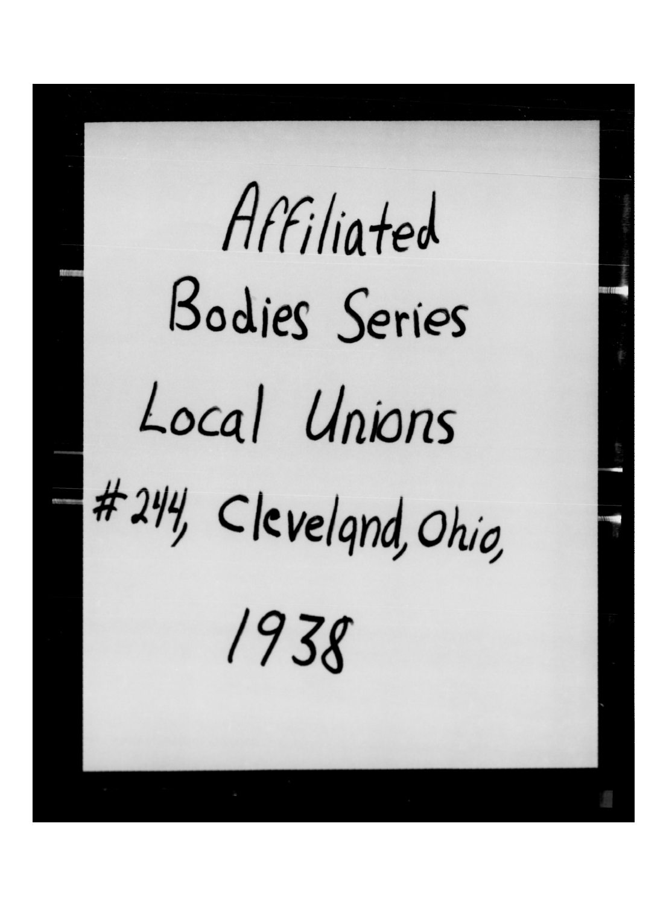Affiliated
Bodies Series
Local Unions
#244, Cleveland, Ohio,
1938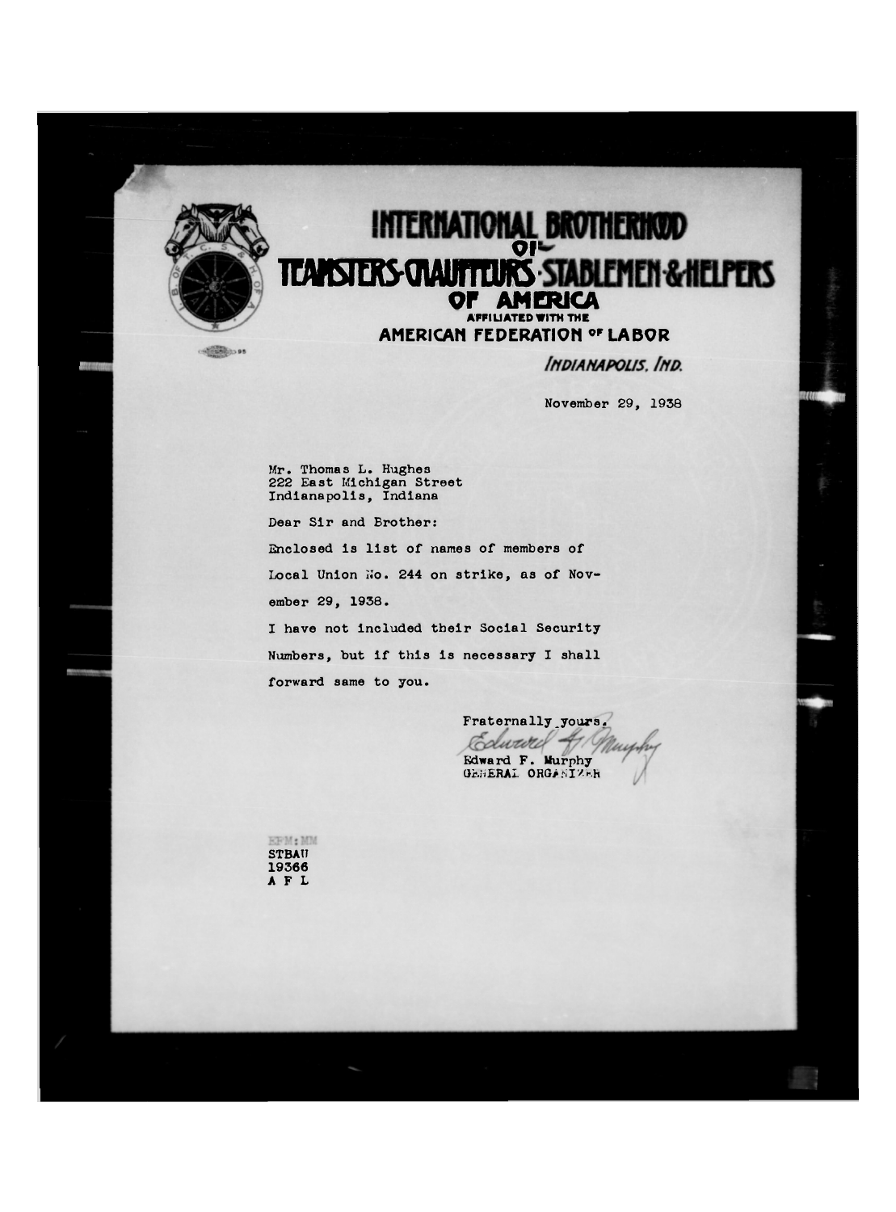# INTERNATIONAL BROTHERHOOD OF TEAMSTERS·CHAUFFEURS·STABLEMEN·&·HELPERS OF AMERICA

AFFILIATED WITH THE

**AMERICAN FEDERATION OF LABOR**

*INDIANAPOLIS, IND.*

November 29, 1938

Mr. Thomas L. Hughes
222 East Michigan Street
Indianapolis, Indiana

Dear Sir and Brother:

Enclosed is list of names of members of Local Union No. 244 on strike, as of November 29, 1938.

I have not included their Social Security Numbers, but if this is necessary I shall forward same to you.

Fraternally yours,

Edward F. Murphy
Edward F. Murphy
GENERAL ORGANIZER

EFM:MM
STBAU
19366
A F L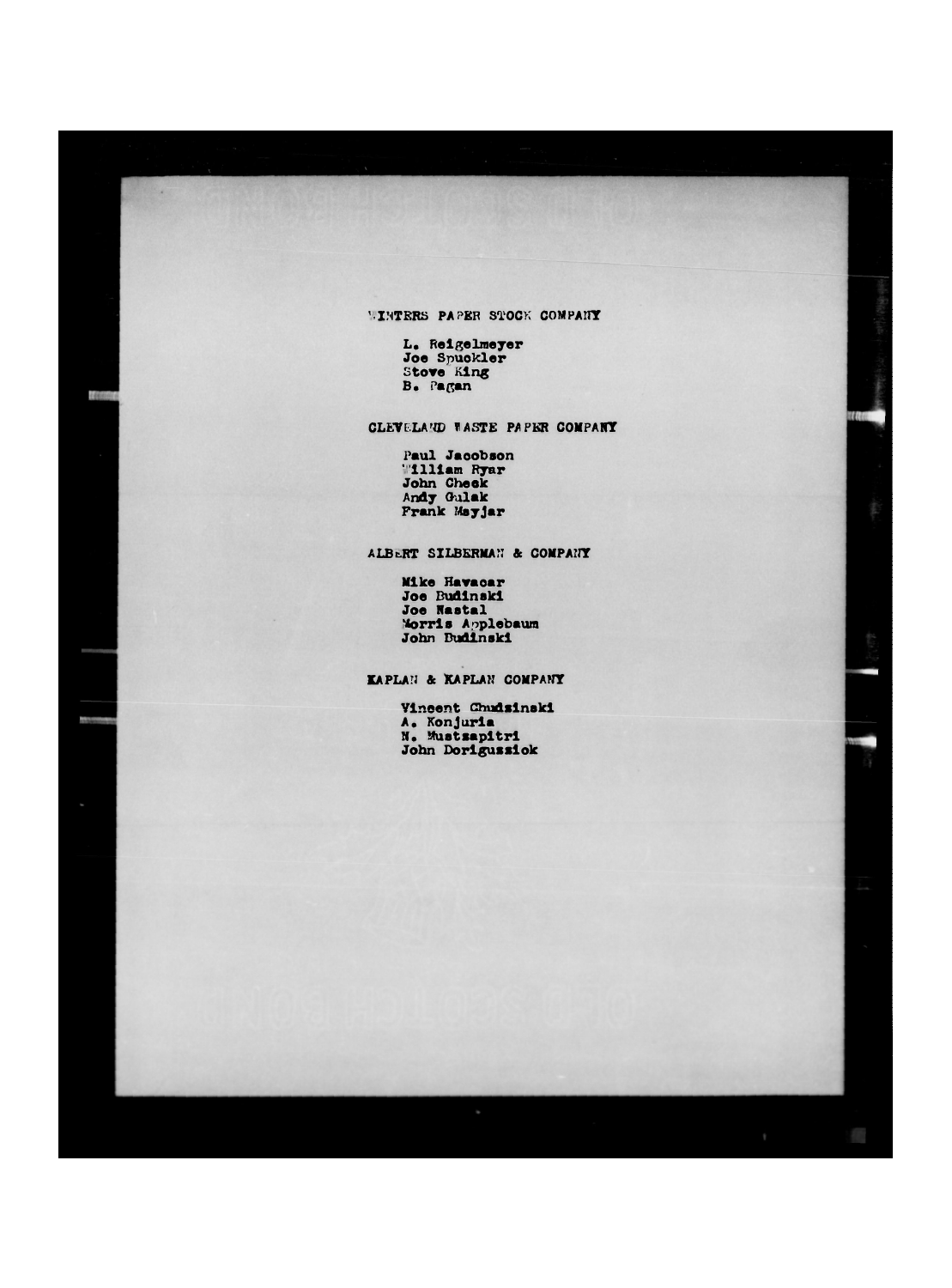WINTERS PAPER STOCK COMPANY

L. Reigelmeyer
Joe Spuckler
Stove King
B. Pagan

CLEVELAND WASTE PAPER COMPANY

Paul Jacobson
William Ryar
John Cheek
Andy Gulak
Frank Mayjar

ALBERT SILBERMAN & COMPANY

Mike Havacar
Joe Budinski
Joe Nastal
Morris Applebaum
John Budinski

KAPLAN & KAPLAN COMPANY

Vincent Chudzinski
A. Konjuria
N. Mustsapitri
John Dorigussiok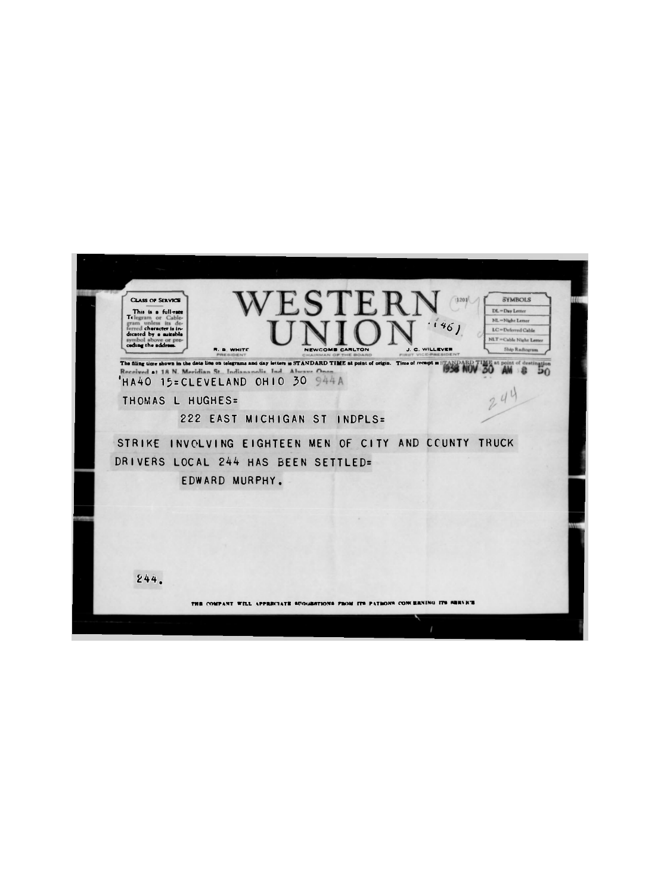CLASS OF SERVICE

This is a full-rate Telegram or Cablegram unless its deferred character is indicated by a suitable symbol above or preceding the address.

# WESTERN UNION

R. B. WHITE, PRESIDENT — NEWCOMB CARLTON, CHAIRMAN OF THE BOARD — J. C. WILLEVER, FIRST VICE-PRESIDENT

1201

1461

SYMBOLS

DL = Day Letter
NL = Night Letter
LC = Deferred Cable
NLT = Cable Night Letter
Ship Radiogram

The filing time shown in the date line on telegrams and day letters is STANDARD TIME at point of origin. Time of receipt is STANDARD TIME at point of destination

Received at 18 N. Meridian St., Indianapolis, Ind. Always Open

1938 NOV 30 AM 8 50

HA40 15=CLEVELAND OHIO 30 944A

THOMAS L HUGHES=

222 EAST MICHIGAN ST INDPLS=

244

STRIKE INVOLVING EIGHTEEN MEN OF CITY AND COUNTY TRUCK DRIVERS LOCAL 244 HAS BEEN SETTLED=

EDWARD MURPHY.

244.

THE COMPANY WILL APPRECIATE SUGGESTIONS FROM ITS PATRONS CONCERNING ITS SERVICE